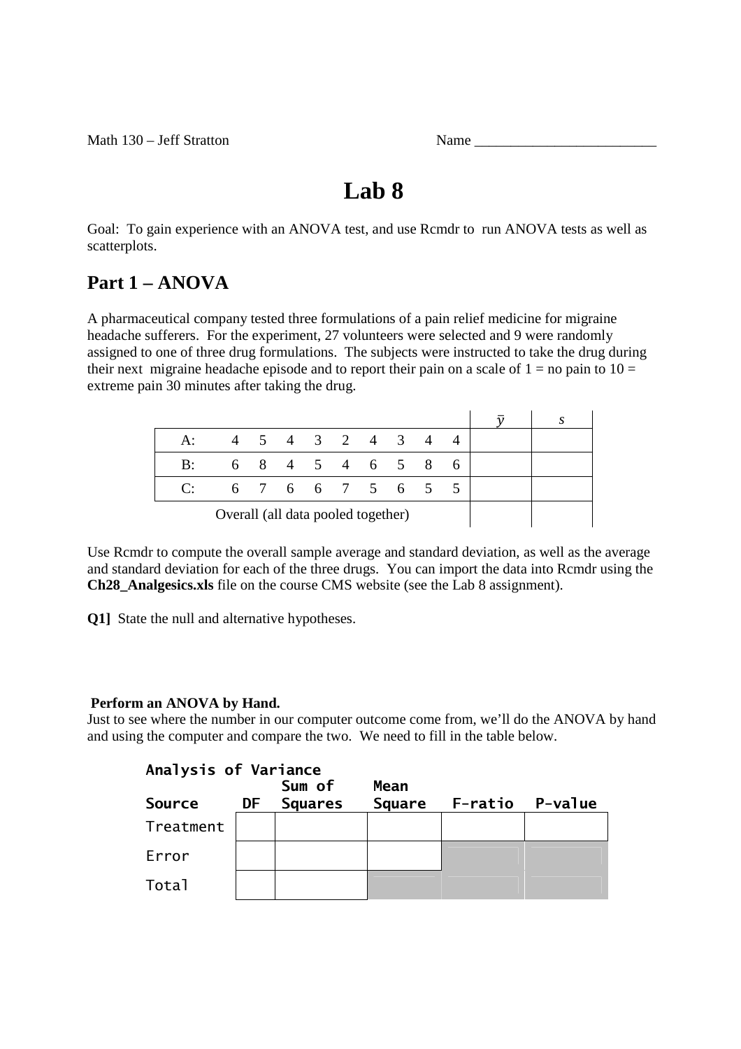Math 130 – Jeff Stratton Name _________________________

# Lab 8

Goal: To gain experience with an ANOVA test, and use Rcmdr to run ANOVA tests as well as scatterplots.

## Part 1 – ANOVA

A pharmaceutical company tested three formulations of a pain relief medicine for migraine headache sufferers. For the experiment, 27 volunteers were selected and 9 were randomly assigned to one of three drug formulations. The subjects were instructed to take the drug during their next migraine headache episode and to report their pain on a scale of 1 = no pain to 10 = extreme pain 30 minutes after taking the drug.

| | | | | | | | | | | $\bar{y}$ | $s$ |
|---|---|---|---|---|---|---|---|---|---|---|---|
| A: | 4 | 5 | 4 | 3 | 2 | 4 | 3 | 4 | 4 | | |
| B: | 6 | 8 | 4 | 5 | 4 | 6 | 5 | 8 | 6 | | |
| C: | 6 | 7 | 6 | 6 | 7 | 5 | 6 | 5 | 5 | | |
| Overall (all data pooled together) | | | | | | | | | | | |

Use Rcmdr to compute the overall sample average and standard deviation, as well as the average and standard deviation for each of the three drugs. You can import the data into Rcmdr using the **Ch28_Analgesics.xls** file on the course CMS website (see the Lab 8 assignment).

**Q1]** State the null and alternative hypotheses.

**Perform an ANOVA by Hand.**
Just to see where the number in our computer outcome come from, we'll do the ANOVA by hand and using the computer and compare the two. We need to fill in the table below.

**Analysis of Variance**

| Source | DF | Sum of Squares | Mean Square | F-ratio | P-value |
|---|---|---|---|---|---|
| Treatment | | | | | |
| Error | | | | | |
| Total | | | | | |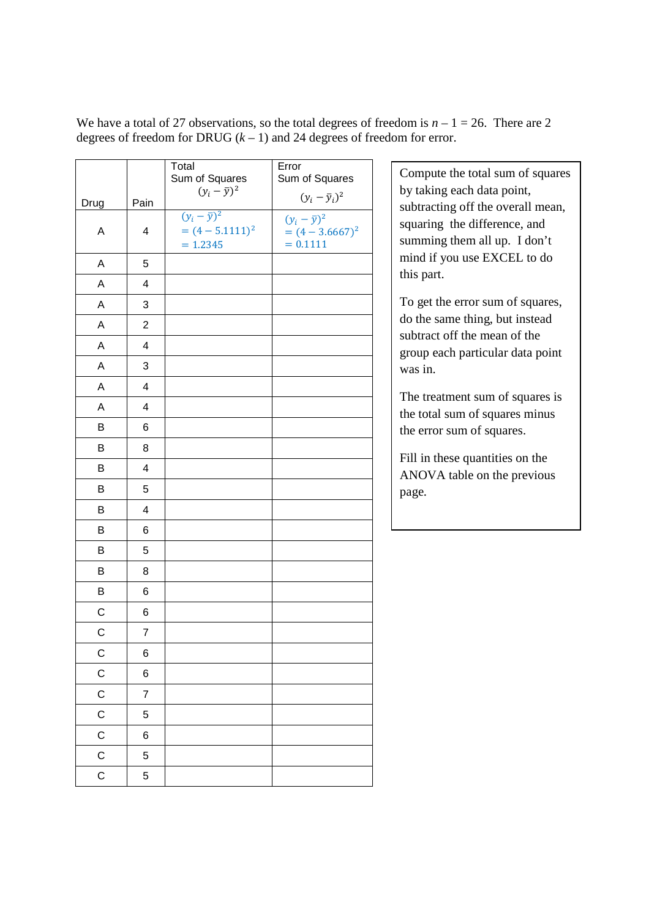We have a total of 27 observations, so the total degrees of freedom is $n - 1 = 26$. There are 2 degrees of freedom for DRUG ($k - 1$) and 24 degrees of freedom for error.

| Drug | Pain | Total Sum of Squares $(y_i - \bar{y})^2$ | Error Sum of Squares $(y_i - \bar{y}_i)^2$ |
|---|---|---|---|
| A | 4 | $(y_i - \bar{y})^2 = (4 - 5.1111)^2 = 1.2345$ | $(y_i - \bar{y})^2 = (4 - 3.6667)^2 = 0.1111$ |
| A | 5 | | |
| A | 4 | | |
| A | 3 | | |
| A | 2 | | |
| A | 4 | | |
| A | 3 | | |
| A | 4 | | |
| A | 4 | | |
| B | 6 | | |
| B | 8 | | |
| B | 4 | | |
| B | 5 | | |
| B | 4 | | |
| B | 6 | | |
| B | 5 | | |
| B | 8 | | |
| B | 6 | | |
| C | 6 | | |
| C | 7 | | |
| C | 6 | | |
| C | 6 | | |
| C | 7 | | |
| C | 5 | | |
| C | 6 | | |
| C | 5 | | |
| C | 5 | | |

Compute the total sum of squares by taking each data point, subtracting off the overall mean, squaring the difference, and summing them all up. I don't mind if you use EXCEL to do this part.

To get the error sum of squares, do the same thing, but instead subtract off the mean of the group each particular data point was in.

The treatment sum of squares is the total sum of squares minus the error sum of squares.

Fill in these quantities on the ANOVA table on the previous page.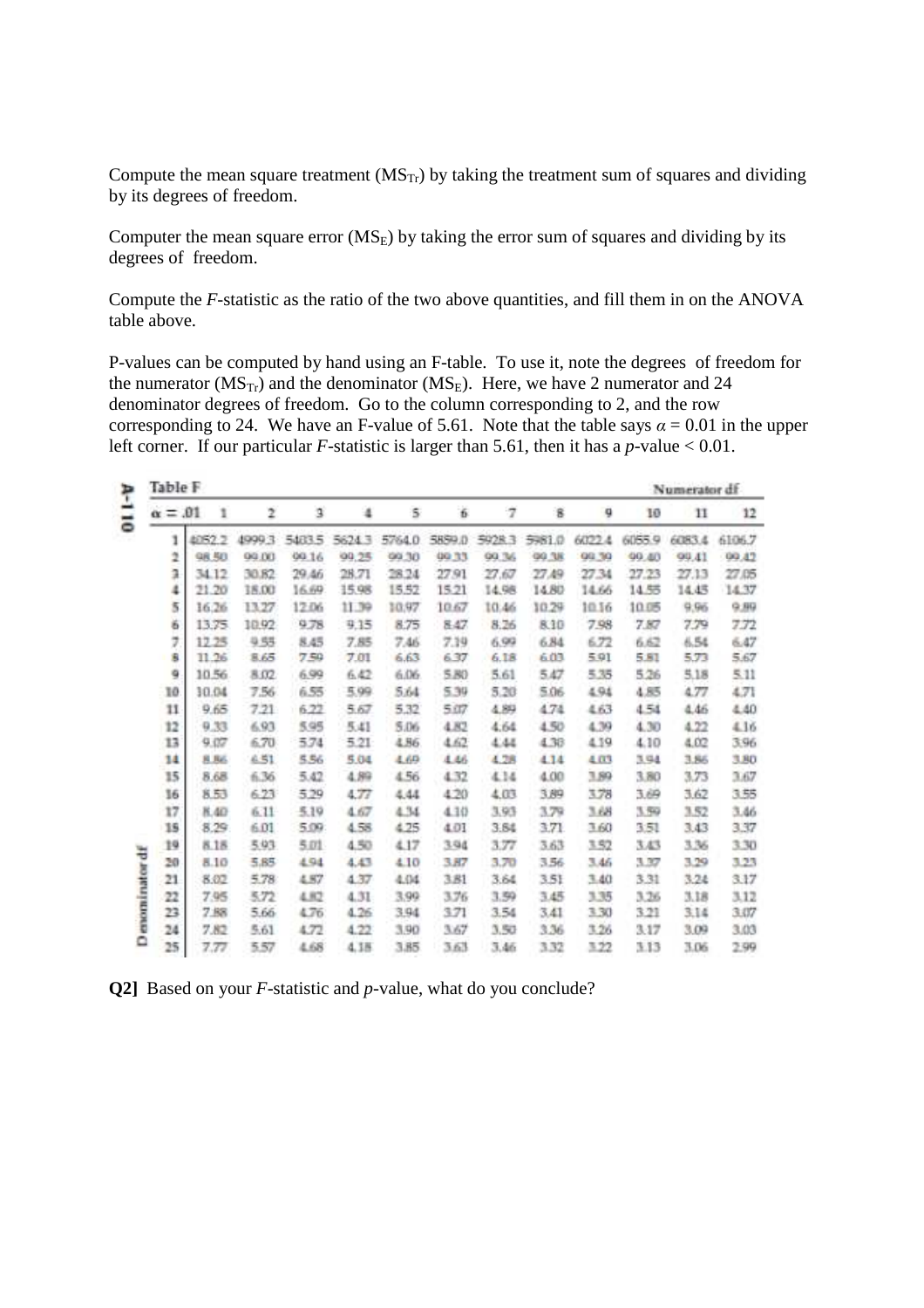Compute the mean square treatment ($MS_{Tr}$) by taking the treatment sum of squares and dividing by its degrees of freedom.

Computer the mean square error ($MS_E$) by taking the error sum of squares and dividing by its degrees of freedom.

Compute the *F*-statistic as the ratio of the two above quantities, and fill them in on the ANOVA table above.

P-values can be computed by hand using an F-table. To use it, note the degrees of freedom for the numerator ($MS_{Tr}$) and the denominator ($MS_E$). Here, we have 2 numerator and 24 denominator degrees of freedom. Go to the column corresponding to 2, and the row corresponding to 24. We have an F-value of 5.61. Note that the table says $\alpha = 0.01$ in the upper left corner. If our particular *F*-statistic is larger than 5.61, then it has a *p*-value < 0.01.

**Table F**

A-110

| $\alpha = .01$ | Numerator df | | | | | | | | | | | |
|---|---|---|---|---|---|---|---|---|---|---|---|---|
| Denominator df | 1 | 2 | 3 | 4 | 5 | 6 | 7 | 8 | 9 | 10 | 11 | 12 |
| 1 | 4052.2 | 4999.3 | 5403.5 | 5624.3 | 5764.0 | 5859.0 | 5928.3 | 5981.0 | 6022.4 | 6055.9 | 6083.4 | 6106.7 |
| 2 | 98.50 | 99.00 | 99.16 | 99.25 | 99.30 | 99.33 | 99.36 | 99.38 | 99.39 | 99.40 | 99.41 | 99.42 |
| 3 | 34.12 | 30.82 | 29.46 | 28.71 | 28.24 | 27.91 | 27.67 | 27.49 | 27.34 | 27.23 | 27.13 | 27.05 |
| 4 | 21.20 | 18.00 | 16.69 | 15.98 | 15.52 | 15.21 | 14.98 | 14.80 | 14.66 | 14.55 | 14.45 | 14.37 |
| 5 | 16.26 | 13.27 | 12.06 | 11.39 | 10.97 | 10.67 | 10.46 | 10.29 | 10.16 | 10.05 | 9.96 | 9.89 |
| 6 | 13.75 | 10.92 | 9.78 | 9.15 | 8.75 | 8.47 | 8.26 | 8.10 | 7.98 | 7.87 | 7.79 | 7.72 |
| 7 | 12.25 | 9.55 | 8.45 | 7.85 | 7.46 | 7.19 | 6.99 | 6.84 | 6.72 | 6.62 | 6.54 | 6.47 |
| 8 | 11.26 | 8.65 | 7.59 | 7.01 | 6.63 | 6.37 | 6.18 | 6.03 | 5.91 | 5.81 | 5.73 | 5.67 |
| 9 | 10.56 | 8.02 | 6.99 | 6.42 | 6.06 | 5.80 | 5.61 | 5.47 | 5.35 | 5.26 | 5.18 | 5.11 |
| 10 | 10.04 | 7.56 | 6.55 | 5.99 | 5.64 | 5.39 | 5.20 | 5.06 | 4.94 | 4.85 | 4.77 | 4.71 |
| 11 | 9.65 | 7.21 | 6.22 | 5.67 | 5.32 | 5.07 | 4.89 | 4.74 | 4.63 | 4.54 | 4.46 | 4.40 |
| 12 | 9.33 | 6.93 | 5.95 | 5.41 | 5.06 | 4.82 | 4.64 | 4.50 | 4.39 | 4.30 | 4.22 | 4.16 |
| 13 | 9.07 | 6.70 | 5.74 | 5.21 | 4.86 | 4.62 | 4.44 | 4.30 | 4.19 | 4.10 | 4.02 | 3.96 |
| 14 | 8.86 | 6.51 | 5.56 | 5.04 | 4.69 | 4.46 | 4.28 | 4.14 | 4.03 | 3.94 | 3.86 | 3.80 |
| 15 | 8.68 | 6.36 | 5.42 | 4.89 | 4.56 | 4.32 | 4.14 | 4.00 | 3.89 | 3.80 | 3.73 | 3.67 |
| 16 | 8.53 | 6.23 | 5.29 | 4.77 | 4.44 | 4.20 | 4.03 | 3.89 | 3.78 | 3.69 | 3.62 | 3.55 |
| 17 | 8.40 | 6.11 | 5.19 | 4.67 | 4.34 | 4.10 | 3.93 | 3.79 | 3.68 | 3.59 | 3.52 | 3.46 |
| 18 | 8.29 | 6.01 | 5.09 | 4.58 | 4.25 | 4.01 | 3.84 | 3.71 | 3.60 | 3.51 | 3.43 | 3.37 |
| 19 | 8.18 | 5.93 | 5.01 | 4.50 | 4.17 | 3.94 | 3.77 | 3.63 | 3.52 | 3.43 | 3.36 | 3.30 |
| 20 | 8.10 | 5.85 | 4.94 | 4.43 | 4.10 | 3.87 | 3.70 | 3.56 | 3.46 | 3.37 | 3.29 | 3.23 |
| 21 | 8.02 | 5.78 | 4.87 | 4.37 | 4.04 | 3.81 | 3.64 | 3.51 | 3.40 | 3.31 | 3.24 | 3.17 |
| 22 | 7.95 | 5.72 | 4.82 | 4.31 | 3.99 | 3.76 | 3.59 | 3.45 | 3.35 | 3.26 | 3.18 | 3.12 |
| 23 | 7.88 | 5.66 | 4.76 | 4.26 | 3.94 | 3.71 | 3.54 | 3.41 | 3.30 | 3.21 | 3.14 | 3.07 |
| 24 | 7.82 | 5.61 | 4.72 | 4.22 | 3.90 | 3.67 | 3.50 | 3.36 | 3.26 | 3.17 | 3.09 | 3.03 |
| 25 | 7.77 | 5.57 | 4.68 | 4.18 | 3.85 | 3.63 | 3.46 | 3.32 | 3.22 | 3.13 | 3.06 | 2.99 |

**Q2]** Based on your *F*-statistic and *p*-value, what do you conclude?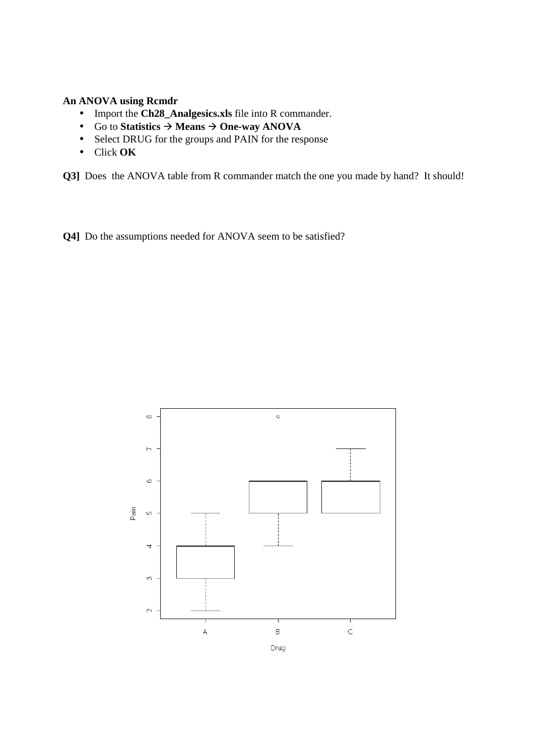**An ANOVA using Rcmdr**

- Import the **Ch28_Analgesics.xls** file into R commander.
- Go to **Statistics → Means → One-way ANOVA**
- Select DRUG for the groups and PAIN for the response
- Click **OK**

**Q3]** Does the ANOVA table from R commander match the one you made by hand? It should!

**Q4]** Do the assumptions needed for ANOVA seem to be satisfied?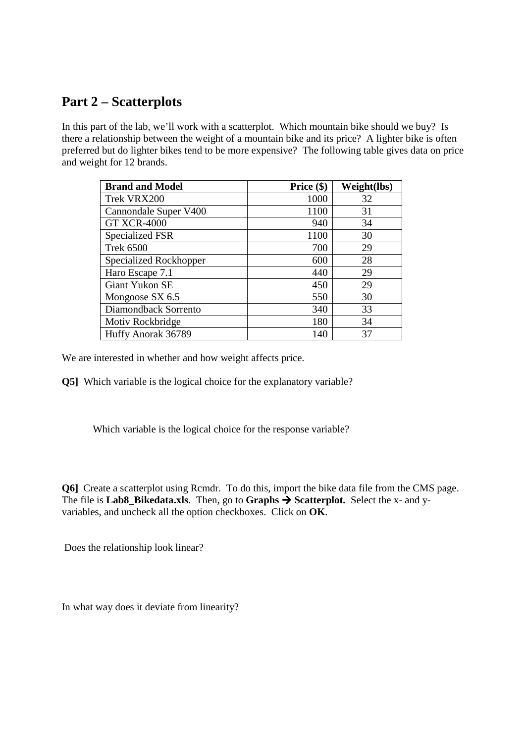## Part 2 – Scatterplots

In this part of the lab, we'll work with a scatterplot. Which mountain bike should we buy? Is there a relationship between the weight of a mountain bike and its price? A lighter bike is often preferred but do lighter bikes tend to be more expensive? The following table gives data on price and weight for 12 brands.

| Brand and Model | Price ($) | Weight(lbs) |
|---|---|---|
| Trek VRX200 | 1000 | 32 |
| Cannondale Super V400 | 1100 | 31 |
| GT XCR-4000 | 940 | 34 |
| Specialized FSR | 1100 | 30 |
| Trek 6500 | 700 | 29 |
| Specialized Rockhopper | 600 | 28 |
| Haro Escape 7.1 | 440 | 29 |
| Giant Yukon SE | 450 | 29 |
| Mongoose SX 6.5 | 550 | 30 |
| Diamondback Sorrento | 340 | 33 |
| Motiv Rockbridge | 180 | 34 |
| Huffy Anorak 36789 | 140 | 37 |

We are interested in whether and how weight affects price.

**Q5]** Which variable is the logical choice for the explanatory variable?

Which variable is the logical choice for the response variable?

**Q6]** Create a scatterplot using Rcmdr. To do this, import the bike data file from the CMS page. The file is **Lab8_Bikedata.xls**. Then, go to **Graphs → Scatterplot.** Select the x- and y-variables, and uncheck all the option checkboxes. Click on **OK**.

Does the relationship look linear?

In what way does it deviate from linearity?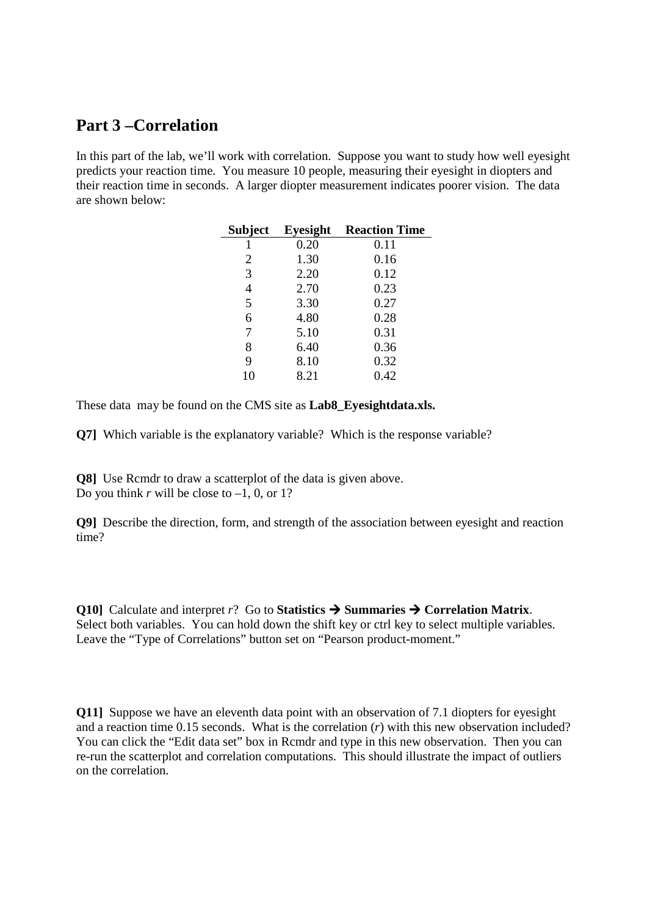## Part 3 –Correlation

In this part of the lab, we'll work with correlation. Suppose you want to study how well eyesight predicts your reaction time. You measure 10 people, measuring their eyesight in diopters and their reaction time in seconds. A larger diopter measurement indicates poorer vision. The data are shown below:

| Subject | Eyesight | Reaction Time |
|---|---|---|
| 1 | 0.20 | 0.11 |
| 2 | 1.30 | 0.16 |
| 3 | 2.20 | 0.12 |
| 4 | 2.70 | 0.23 |
| 5 | 3.30 | 0.27 |
| 6 | 4.80 | 0.28 |
| 7 | 5.10 | 0.31 |
| 8 | 6.40 | 0.36 |
| 9 | 8.10 | 0.32 |
| 10 | 8.21 | 0.42 |

These data may be found on the CMS site as **Lab8_Eyesightdata.xls.**

**Q7]** Which variable is the explanatory variable? Which is the response variable?

**Q8]** Use Rcmdr to draw a scatterplot of the data is given above.
Do you think $r$ will be close to $-1$, 0, or 1?

**Q9]** Describe the direction, form, and strength of the association between eyesight and reaction time?

**Q10]** Calculate and interpret $r$? Go to **Statistics → Summaries → Correlation Matrix**. Select both variables. You can hold down the shift key or ctrl key to select multiple variables. Leave the "Type of Correlations" button set on "Pearson product-moment."

**Q11]** Suppose we have an eleventh data point with an observation of 7.1 diopters for eyesight and a reaction time 0.15 seconds. What is the correlation ($r$) with this new observation included? You can click the "Edit data set" box in Rcmdr and type in this new observation. Then you can re-run the scatterplot and correlation computations. This should illustrate the impact of outliers on the correlation.